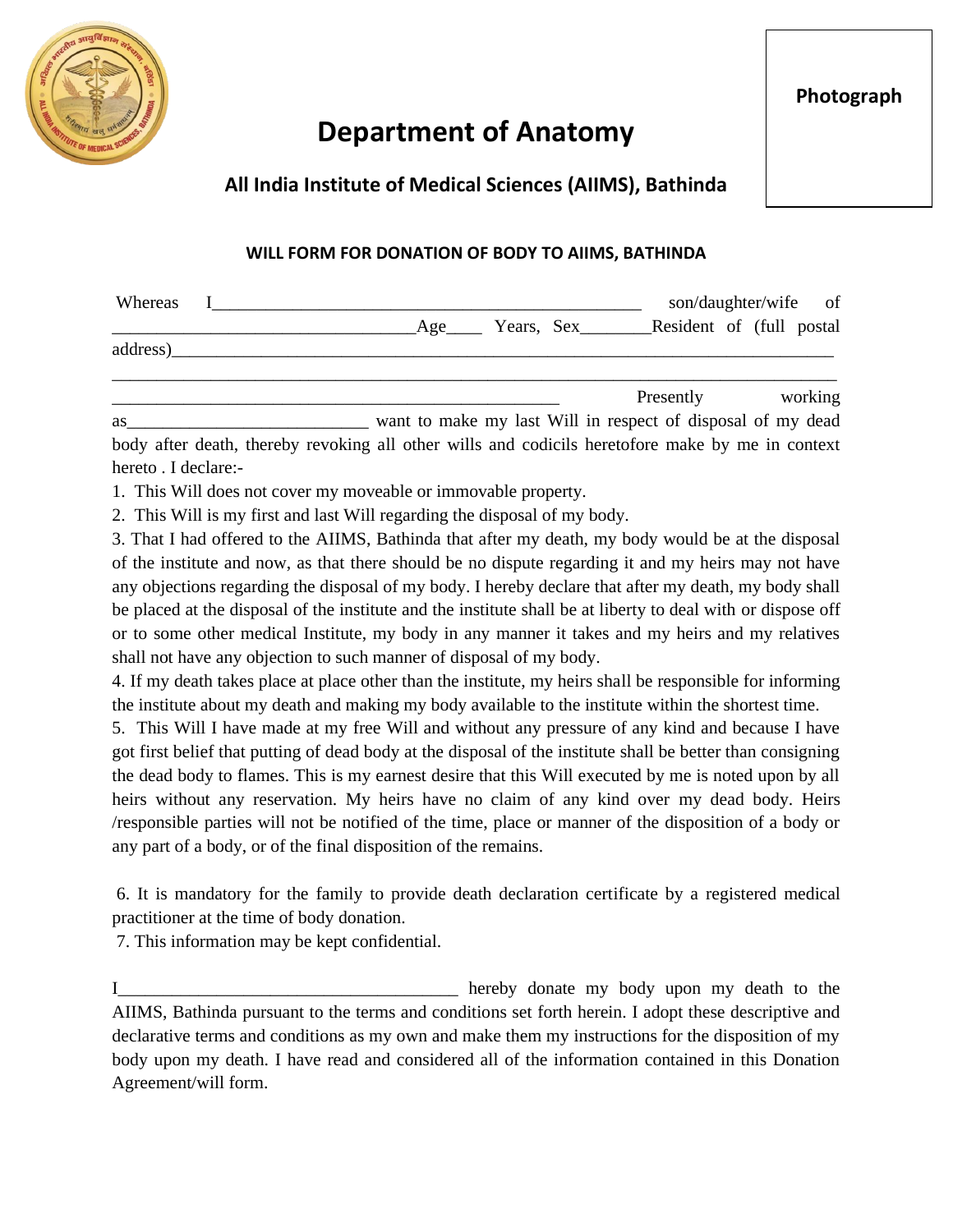Photograph

# Department of Anatomy

## All India Institute of Medical Sciences (AIIMS), Bathinda

### WILL FORM FOR DONATION OF BODY TO AIIMS, BATHINDA

Whereas I_______________________________________________ son/daughter/wife of _________________________________Age____ Years, Sex________Resident of (full postal address)___________________________________________________________________________

_______________________________________________________________________________

__________________________________________________ Presently working as__________________________ want to make my last Will in respect of disposal of my dead body after death, thereby revoking all other wills and codicils heretofore make by me in context hereto . I declare:-

1. This Will does not cover my moveable or immovable property.
2. This Will is my first and last Will regarding the disposal of my body.
3. That I had offered to the AIIMS, Bathinda that after my death, my body would be at the disposal of the institute and now, as that there should be no dispute regarding it and my heirs may not have any objections regarding the disposal of my body. I hereby declare that after my death, my body shall be placed at the disposal of the institute and the institute shall be at liberty to deal with or dispose off or to some other medical Institute, my body in any manner it takes and my heirs and my relatives shall not have any objection to such manner of disposal of my body.
4. If my death takes place at place other than the institute, my heirs shall be responsible for informing the institute about my death and making my body available to the institute within the shortest time.
5. This Will I have made at my free Will and without any pressure of any kind and because I have got first belief that putting of dead body at the disposal of the institute shall be better than consigning the dead body to flames. This is my earnest desire that this Will executed by me is noted upon by all heirs without any reservation. My heirs have no claim of any kind over my dead body. Heirs /responsible parties will not be notified of the time, place or manner of the disposition of a body or any part of a body, or of the final disposition of the remains.

6. It is mandatory for the family to provide death declaration certificate by a registered medical practitioner at the time of body donation.
7. This information may be kept confidential.

I______________________________________ hereby donate my body upon my death to the AIIMS, Bathinda pursuant to the terms and conditions set forth herein. I adopt these descriptive and declarative terms and conditions as my own and make them my instructions for the disposition of my body upon my death. I have read and considered all of the information contained in this Donation Agreement/will form.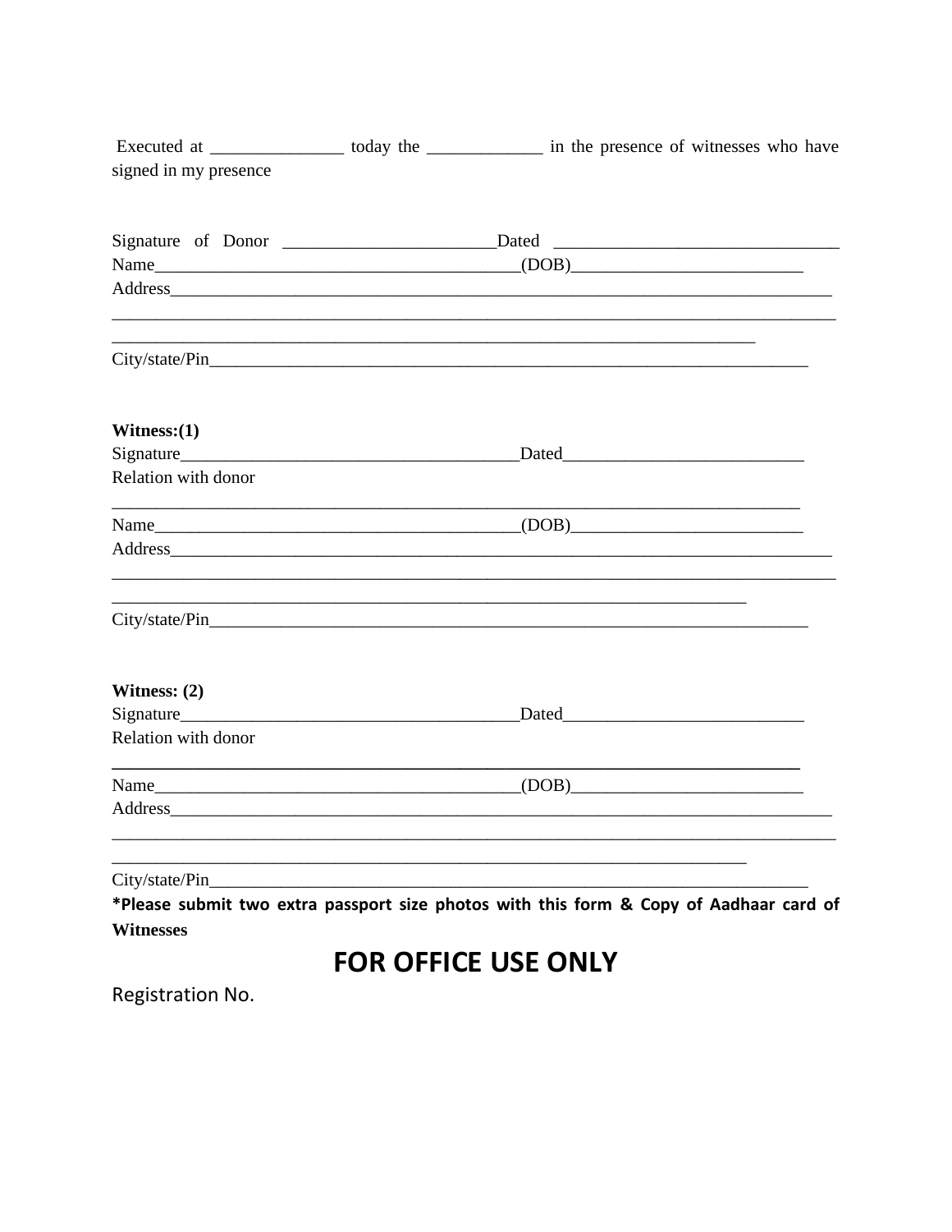Executed at _______________ today the _____________ in the presence of witnesses who have signed in my presence

Signature of Donor ________________________Dated ________________________________

Name_______________________________________(DOB)__________________________

Address___________________________________________________________________________

__________________________________________________________________________________

________________________________________________________________________

City/state/Pin____________________________________________________________________

**Witness:(1)**

Signature______________________________________Dated___________________________

Relation with donor

_____________________________________________________________________________

Name_______________________________________(DOB)__________________________

Address___________________________________________________________________________

__________________________________________________________________________________

_______________________________________________________________________

City/state/Pin____________________________________________________________________

**Witness: (2)**

Signature______________________________________Dated___________________________

Relation with donor

_____________________________________________________________________________

Name_______________________________________(DOB)__________________________

Address___________________________________________________________________________

__________________________________________________________________________________

_______________________________________________________________________

City/state/Pin____________________________________________________________________

***Please submit two extra passport size photos with this form & Copy of Aadhaar card of Witnesses**

## FOR OFFICE USE ONLY

Registration No.